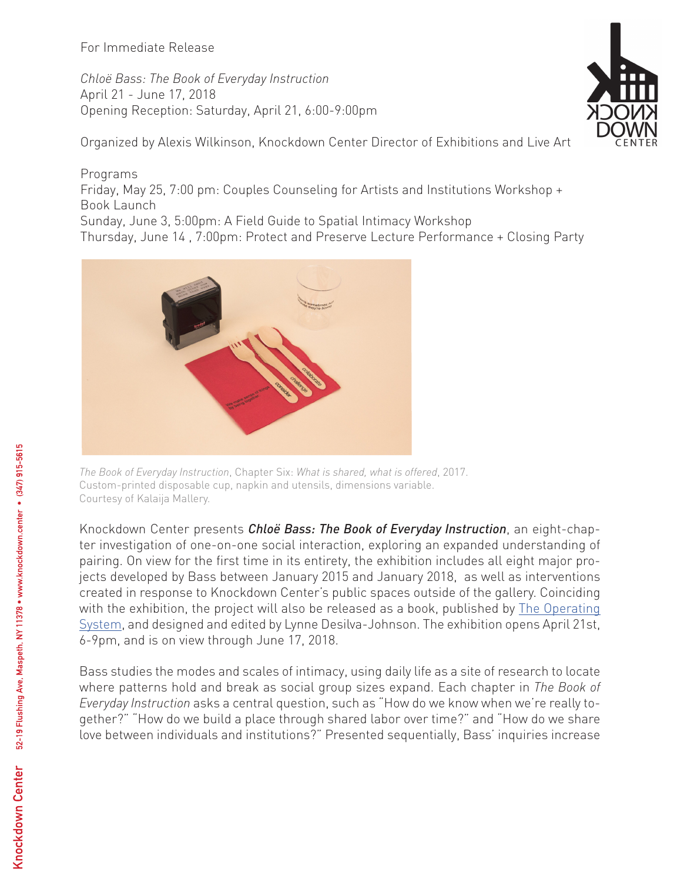For Immediate Release

*Chloë Bass: The Book of Everyday Instruction*
April 21 - June 17, 2018
Opening Reception: Saturday, April 21, 6:00-9:00pm

Organized by Alexis Wilkinson, Knockdown Center Director of Exhibitions and Live Art

Programs
Friday, May 25, 7:00 pm: Couples Counseling for Artists and Institutions Workshop + Book Launch
Sunday, June 3, 5:00pm: A Field Guide to Spatial Intimacy Workshop
Thursday, June 14 , 7:00pm: Protect and Preserve Lecture Performance + Closing Party

*The Book of Everyday Instruction*, Chapter Six: *What is shared, what is offered*, 2017.
Custom-printed disposable cup, napkin and utensils, dimensions variable.
Courtesy of Kalaija Mallery.

Knockdown Center presents ***Chloë Bass: The Book of Everyday Instruction***, an eight-chapter investigation of one-on-one social interaction, exploring an expanded understanding of pairing. On view for the first time in its entirety, the exhibition includes all eight major projects developed by Bass between January 2015 and January 2018, as well as interventions created in response to Knockdown Center's public spaces outside of the gallery. Coinciding with the exhibition, the project will also be released as a book, published by The Operating System, and designed and edited by Lynne Desilva-Johnson. The exhibition opens April 21st, 6-9pm, and is on view through June 17, 2018.

Bass studies the modes and scales of intimacy, using daily life as a site of research to locate where patterns hold and break as social group sizes expand. Each chapter in *The Book of Everyday Instruction* asks a central question, such as "How do we know when we're really together?" "How do we build a place through shared labor over time?" and "How do we share love between individuals and institutions?" Presented sequentially, Bass' inquiries increase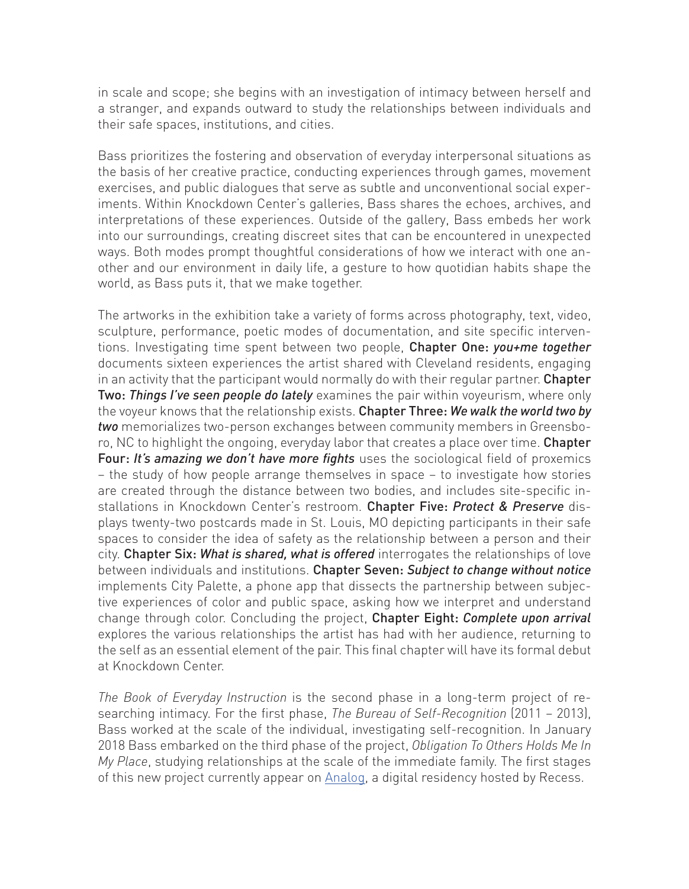in scale and scope; she begins with an investigation of intimacy between herself and a stranger, and expands outward to study the relationships between individuals and their safe spaces, institutions, and cities.

Bass prioritizes the fostering and observation of everyday interpersonal situations as the basis of her creative practice, conducting experiences through games, movement exercises, and public dialogues that serve as subtle and unconventional social experiments. Within Knockdown Center's galleries, Bass shares the echoes, archives, and interpretations of these experiences. Outside of the gallery, Bass embeds her work into our surroundings, creating discreet sites that can be encountered in unexpected ways. Both modes prompt thoughtful considerations of how we interact with one another and our environment in daily life, a gesture to how quotidian habits shape the world, as Bass puts it, that we make together.

The artworks in the exhibition take a variety of forms across photography, text, video, sculpture, performance, poetic modes of documentation, and site specific interventions. Investigating time spent between two people, Chapter One: *you+me together* documents sixteen experiences the artist shared with Cleveland residents, engaging in an activity that the participant would normally do with their regular partner. Chapter Two: *Things I've seen people do lately* examines the pair within voyeurism, where only the voyeur knows that the relationship exists. Chapter Three: *We walk the world two by two* memorializes two-person exchanges between community members in Greensboro, NC to highlight the ongoing, everyday labor that creates a place over time. Chapter Four: *It's amazing we don't have more fights* uses the sociological field of proxemics – the study of how people arrange themselves in space – to investigate how stories are created through the distance between two bodies, and includes site-specific installations in Knockdown Center's restroom. Chapter Five: *Protect & Preserve* displays twenty-two postcards made in St. Louis, MO depicting participants in their safe spaces to consider the idea of safety as the relationship between a person and their city. Chapter Six: *What is shared, what is offered* interrogates the relationships of love between individuals and institutions. Chapter Seven: *Subject to change without notice* implements City Palette, a phone app that dissects the partnership between subjective experiences of color and public space, asking how we interpret and understand change through color. Concluding the project, Chapter Eight: *Complete upon arrival* explores the various relationships the artist has had with her audience, returning to the self as an essential element of the pair. This final chapter will have its formal debut at Knockdown Center.

*The Book of Everyday Instruction* is the second phase in a long-term project of researching intimacy. For the first phase, *The Bureau of Self-Recognition* (2011 – 2013), Bass worked at the scale of the individual, investigating self-recognition. In January 2018 Bass embarked on the third phase of the project, *Obligation To Others Holds Me In My Place*, studying relationships at the scale of the immediate family. The first stages of this new project currently appear on Analog, a digital residency hosted by Recess.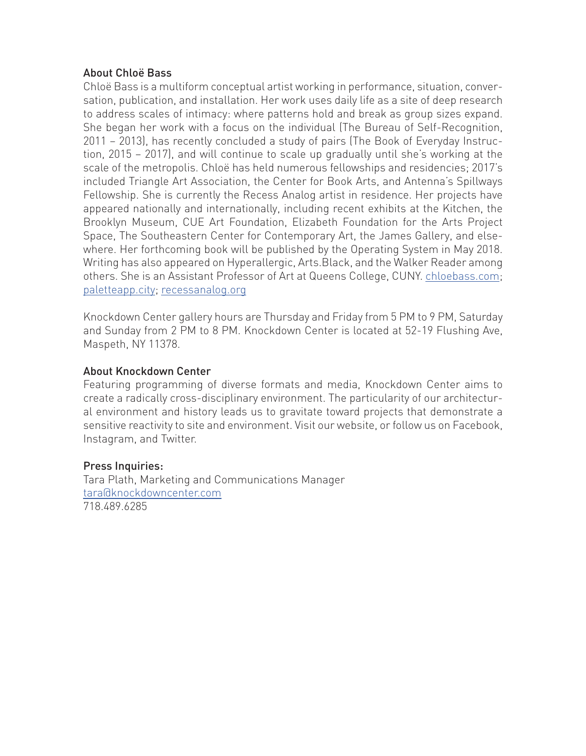## About Chloë Bass

Chloë Bass is a multiform conceptual artist working in performance, situation, conversation, publication, and installation. Her work uses daily life as a site of deep research to address scales of intimacy: where patterns hold and break as group sizes expand. She began her work with a focus on the individual (The Bureau of Self-Recognition, 2011 – 2013), has recently concluded a study of pairs (The Book of Everyday Instruction, 2015 – 2017), and will continue to scale up gradually until she's working at the scale of the metropolis. Chloë has held numerous fellowships and residencies; 2017's included Triangle Art Association, the Center for Book Arts, and Antenna's Spillways Fellowship. She is currently the Recess Analog artist in residence. Her projects have appeared nationally and internationally, including recent exhibits at the Kitchen, the Brooklyn Museum, CUE Art Foundation, Elizabeth Foundation for the Arts Project Space, The Southeastern Center for Contemporary Art, the James Gallery, and elsewhere. Her forthcoming book will be published by the Operating System in May 2018. Writing has also appeared on Hyperallergic, Arts.Black, and the Walker Reader among others. She is an Assistant Professor of Art at Queens College, CUNY. chloebass.com; paletteapp.city; recessanalog.org

Knockdown Center gallery hours are Thursday and Friday from 5 PM to 9 PM, Saturday and Sunday from 2 PM to 8 PM. Knockdown Center is located at 52-19 Flushing Ave, Maspeth, NY 11378.

## About Knockdown Center

Featuring programming of diverse formats and media, Knockdown Center aims to create a radically cross-disciplinary environment. The particularity of our architectural environment and history leads us to gravitate toward projects that demonstrate a sensitive reactivity to site and environment. Visit our website, or follow us on Facebook, Instagram, and Twitter.

## Press Inquiries:

Tara Plath, Marketing and Communications Manager
tara@knockdowncenter.com
718.489.6285